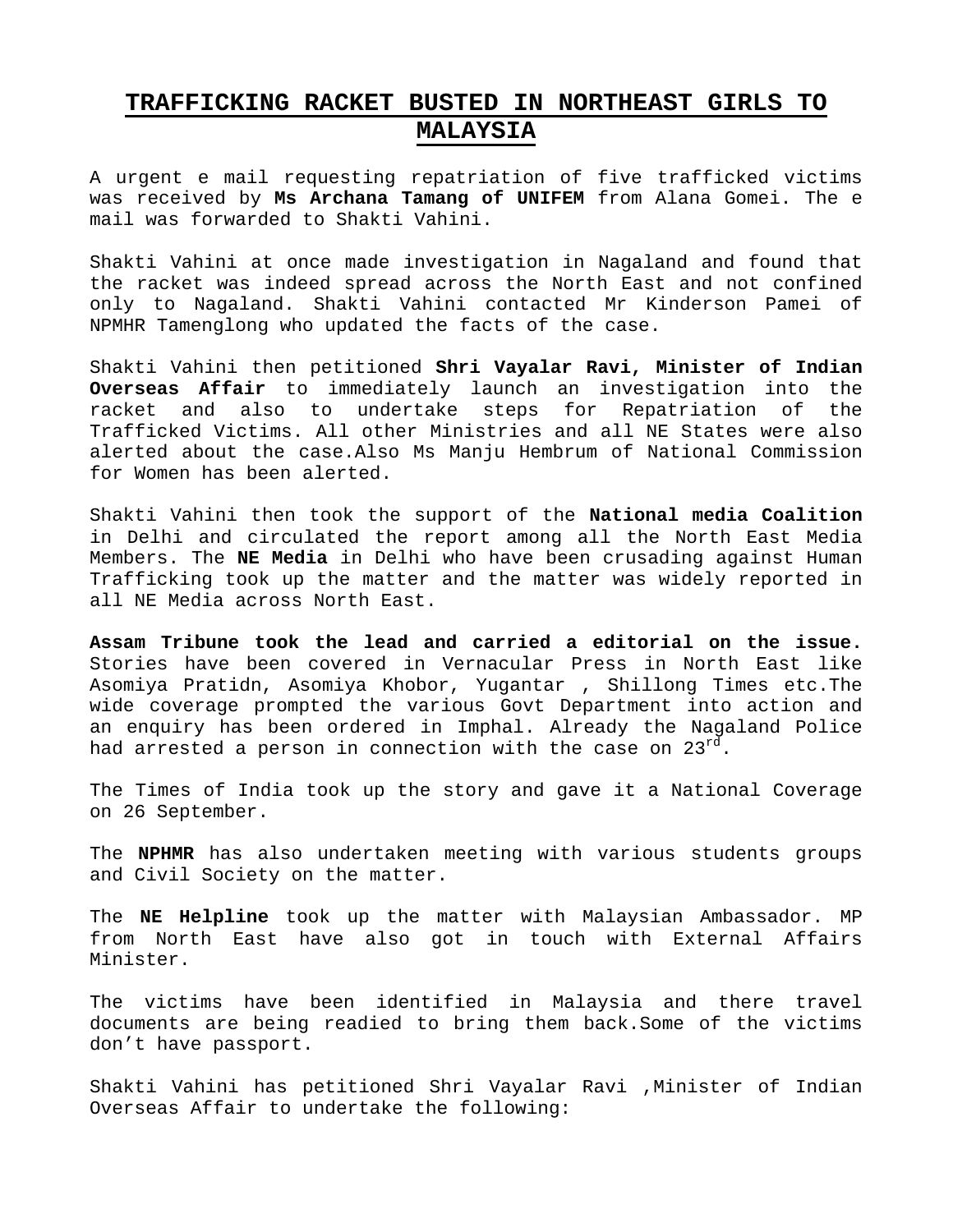# TRAFFICKING RACKET BUSTED IN NORTHEAST GIRLS TO MALAYSIA

A urgent e mail requesting repatriation of five trafficked victims was received by **Ms Archana Tamang of UNIFEM** from Alana Gomei. The e mail was forwarded to Shakti Vahini.

Shakti Vahini at once made investigation in Nagaland and found that the racket was indeed spread across the North East and not confined only to Nagaland. Shakti Vahini contacted Mr Kinderson Pamei of NPMHR Tamenglong who updated the facts of the case.

Shakti Vahini then petitioned **Shri Vayalar Ravi, Minister of Indian Overseas Affair** to immediately launch an investigation into the racket and also to undertake steps for Repatriation of the Trafficked Victims. All other Ministries and all NE States were also alerted about the case.Also Ms Manju Hembrum of National Commission for Women has been alerted.

Shakti Vahini then took the support of the **National media Coalition** in Delhi and circulated the report among all the North East Media Members. The **NE Media** in Delhi who have been crusading against Human Trafficking took up the matter and the matter was widely reported in all NE Media across North East.

**Assam Tribune took the lead and carried a editorial on the issue.** Stories have been covered in Vernacular Press in North East like Asomiya Pratidn, Asomiya Khobor, Yugantar , Shillong Times etc.The wide coverage prompted the various Govt Department into action and an enquiry has been ordered in Imphal. Already the Nagaland Police had arrested a person in connection with the case on 23rd.

The Times of India took up the story and gave it a National Coverage on 26 September.

The **NPHMR** has also undertaken meeting with various students groups and Civil Society on the matter.

The **NE Helpline** took up the matter with Malaysian Ambassador. MP from North East have also got in touch with External Affairs Minister.

The victims have been identified in Malaysia and there travel documents are being readied to bring them back.Some of the victims don't have passport.

Shakti Vahini has petitioned Shri Vayalar Ravi ,Minister of Indian Overseas Affair to undertake the following: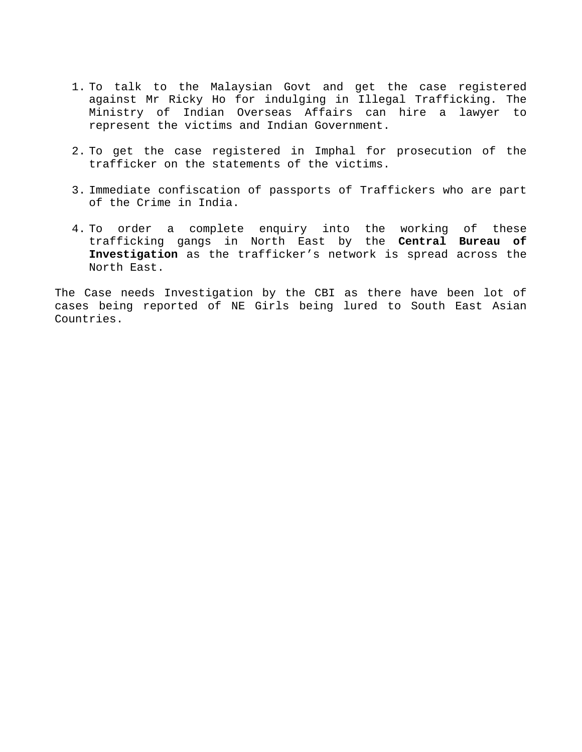1. To talk to the Malaysian Govt and get the case registered against Mr Ricky Ho for indulging in Illegal Trafficking. The Ministry of Indian Overseas Affairs can hire a lawyer to represent the victims and Indian Government.

2. To get the case registered in Imphal for prosecution of the trafficker on the statements of the victims.

3. Immediate confiscation of passports of Traffickers who are part of the Crime in India.

4. To order a complete enquiry into the working of these trafficking gangs in North East by the **Central Bureau of Investigation** as the trafficker's network is spread across the North East.

The Case needs Investigation by the CBI as there have been lot of cases being reported of NE Girls being lured to South East Asian Countries.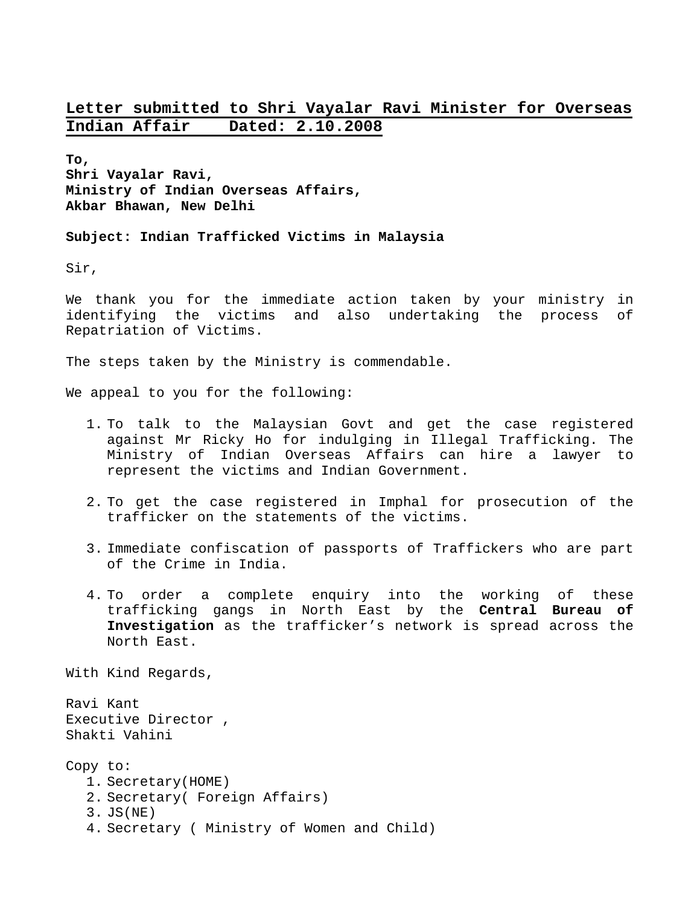**<u>Letter submitted to Shri Vayalar Ravi Minister for Overseas Indian Affair Dated: 2.10.2008</u>**

**To,**
**Shri Vayalar Ravi,**
**Ministry of Indian Overseas Affairs,**
**Akbar Bhawan, New Delhi**

**Subject: Indian Trafficked Victims in Malaysia**

Sir,

We thank you for the immediate action taken by your ministry in identifying the victims and also undertaking the process of Repatriation of Victims.

The steps taken by the Ministry is commendable.

We appeal to you for the following:

1. To talk to the Malaysian Govt and get the case registered against Mr Ricky Ho for indulging in Illegal Trafficking. The Ministry of Indian Overseas Affairs can hire a lawyer to represent the victims and Indian Government.

2. To get the case registered in Imphal for prosecution of the trafficker on the statements of the victims.

3. Immediate confiscation of passports of Traffickers who are part of the Crime in India.

4. To order a complete enquiry into the working of these trafficking gangs in North East by the **Central Bureau of Investigation** as the trafficker's network is spread across the North East.

With Kind Regards,

Ravi Kant
Executive Director ,
Shakti Vahini

Copy to:
1. Secretary(HOME)
2. Secretary( Foreign Affairs)
3. JS(NE)
4. Secretary ( Ministry of Women and Child)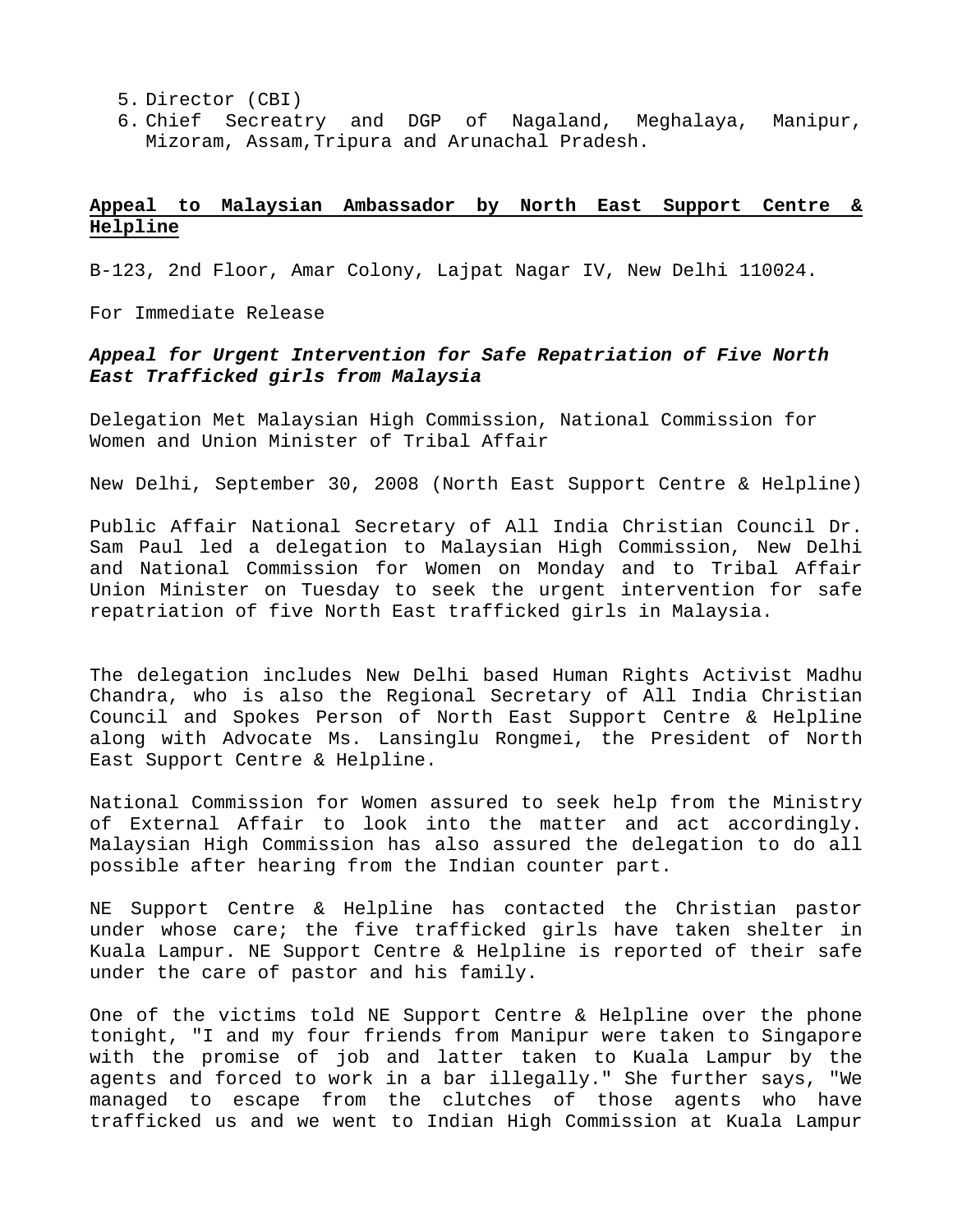5. Director (CBI)
6. Chief Secreatry and DGP of Nagaland, Meghalaya, Manipur, Mizoram, Assam,Tripura and Arunachal Pradesh.

**Appeal to Malaysian Ambassador by North East Support Centre & Helpline**

B-123, 2nd Floor, Amar Colony, Lajpat Nagar IV, New Delhi 110024.

For Immediate Release

***Appeal for Urgent Intervention for Safe Repatriation of Five North East Trafficked girls from Malaysia***

Delegation Met Malaysian High Commission, National Commission for Women and Union Minister of Tribal Affair

New Delhi, September 30, 2008 (North East Support Centre & Helpline)

Public Affair National Secretary of All India Christian Council Dr. Sam Paul led a delegation to Malaysian High Commission, New Delhi and National Commission for Women on Monday and to Tribal Affair Union Minister on Tuesday to seek the urgent intervention for safe repatriation of five North East trafficked girls in Malaysia.

The delegation includes New Delhi based Human Rights Activist Madhu Chandra, who is also the Regional Secretary of All India Christian Council and Spokes Person of North East Support Centre & Helpline along with Advocate Ms. Lansinglu Rongmei, the President of North East Support Centre & Helpline.

National Commission for Women assured to seek help from the Ministry of External Affair to look into the matter and act accordingly. Malaysian High Commission has also assured the delegation to do all possible after hearing from the Indian counter part.

NE Support Centre & Helpline has contacted the Christian pastor under whose care; the five trafficked girls have taken shelter in Kuala Lampur. NE Support Centre & Helpline is reported of their safe under the care of pastor and his family.

One of the victims told NE Support Centre & Helpline over the phone tonight, "I and my four friends from Manipur were taken to Singapore with the promise of job and latter taken to Kuala Lampur by the agents and forced to work in a bar illegally." She further says, "We managed to escape from the clutches of those agents who have trafficked us and we went to Indian High Commission at Kuala Lampur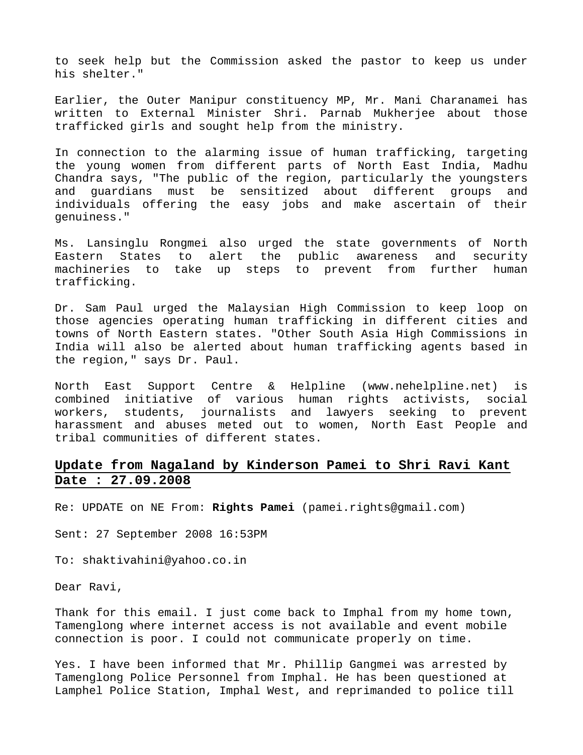to seek help but the Commission asked the pastor to keep us under his shelter."

Earlier, the Outer Manipur constituency MP, Mr. Mani Charanamei has written to External Minister Shri. Parnab Mukherjee about those trafficked girls and sought help from the ministry.

In connection to the alarming issue of human trafficking, targeting the young women from different parts of North East India, Madhu Chandra says, "The public of the region, particularly the youngsters and guardians must be sensitized about different groups and individuals offering the easy jobs and make ascertain of their genuiness."

Ms. Lansinglu Rongmei also urged the state governments of North Eastern States to alert the public awareness and security machineries to take up steps to prevent from further human trafficking.

Dr. Sam Paul urged the Malaysian High Commission to keep loop on those agencies operating human trafficking in different cities and towns of North Eastern states. "Other South Asia High Commissions in India will also be alerted about human trafficking agents based in the region," says Dr. Paul.

North East Support Centre & Helpline (www.nehelpline.net) is combined initiative of various human rights activists, social workers, students, journalists and lawyers seeking to prevent harassment and abuses meted out to women, North East People and tribal communities of different states.

## Update from Nagaland by Kinderson Pamei to Shri Ravi Kant Date : 27.09.2008

Re: UPDATE on NE From: **Rights Pamei** (pamei.rights@gmail.com)

Sent: 27 September 2008 16:53PM

To: shaktivahini@yahoo.co.in

Dear Ravi,

Thank for this email. I just come back to Imphal from my home town, Tamenglong where internet access is not available and event mobile connection is poor. I could not communicate properly on time.

Yes. I have been informed that Mr. Phillip Gangmei was arrested by Tamenglong Police Personnel from Imphal. He has been questioned at Lamphel Police Station, Imphal West, and reprimanded to police till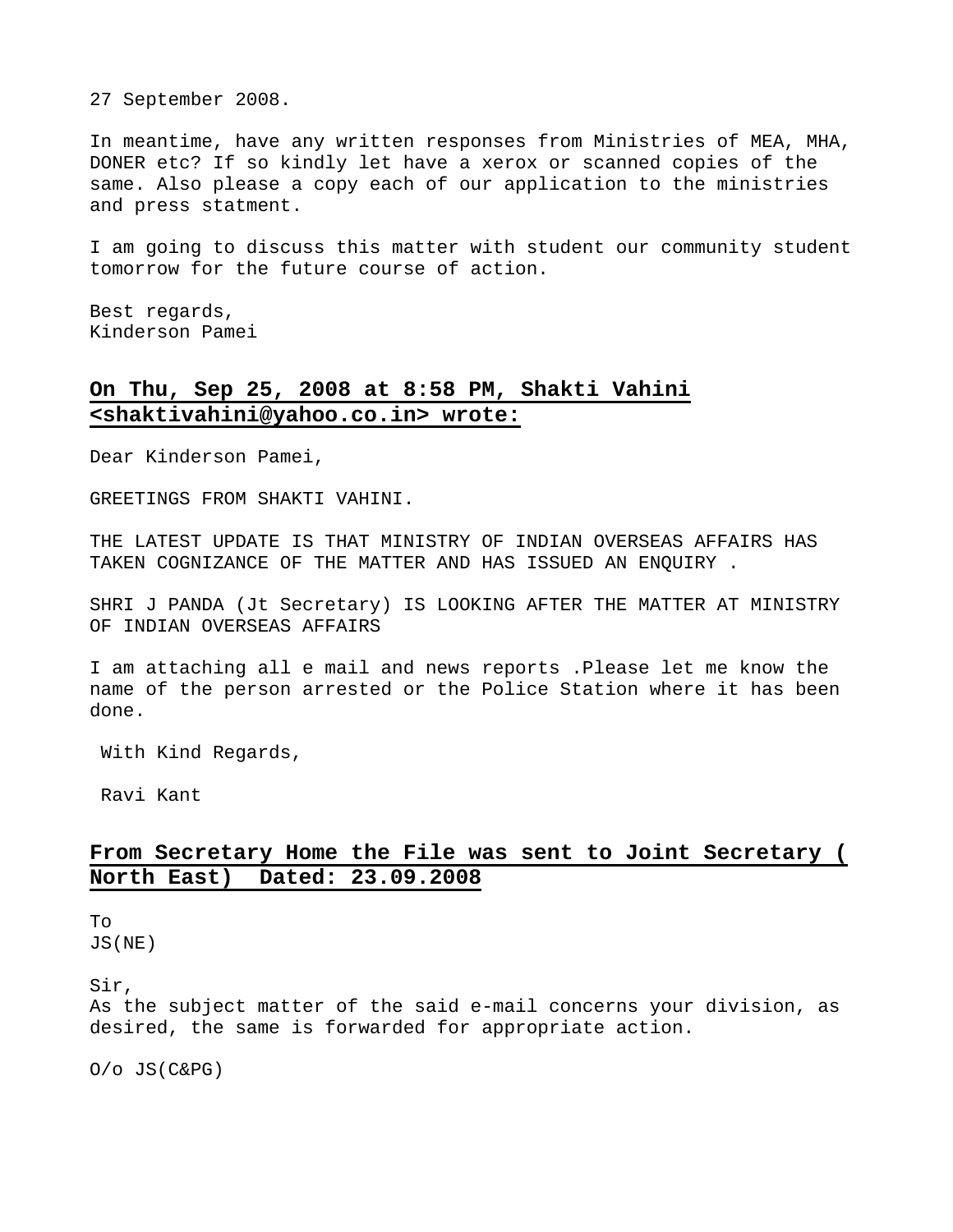27 September 2008.

In meantime, have any written responses from Ministries of MEA, MHA, DONER etc? If so kindly let have a xerox or scanned copies of the same. Also please a copy each of our application to the ministries and press statment.

I am going to discuss this matter with student our community student tomorrow for the future course of action.

Best regards,
Kinderson Pamei

### On Thu, Sep 25, 2008 at 8:58 PM, Shakti Vahini <shaktivahini@yahoo.co.in> wrote:

Dear Kinderson Pamei,

GREETINGS FROM SHAKTI VAHINI.

THE LATEST UPDATE IS THAT MINISTRY OF INDIAN OVERSEAS AFFAIRS HAS TAKEN COGNIZANCE OF THE MATTER AND HAS ISSUED AN ENQUIRY .

SHRI J PANDA (Jt Secretary) IS LOOKING AFTER THE MATTER AT MINISTRY OF INDIAN OVERSEAS AFFAIRS

I am attaching all e mail and news reports .Please let me know the name of the person arrested or the Police Station where it has been done.

With Kind Regards,

Ravi Kant

### From Secretary Home the File was sent to Joint Secretary ( North East) Dated: 23.09.2008

To
JS(NE)

Sir,
As the subject matter of the said e-mail concerns your division, as desired, the same is forwarded for appropriate action.

O/o JS(C&PG)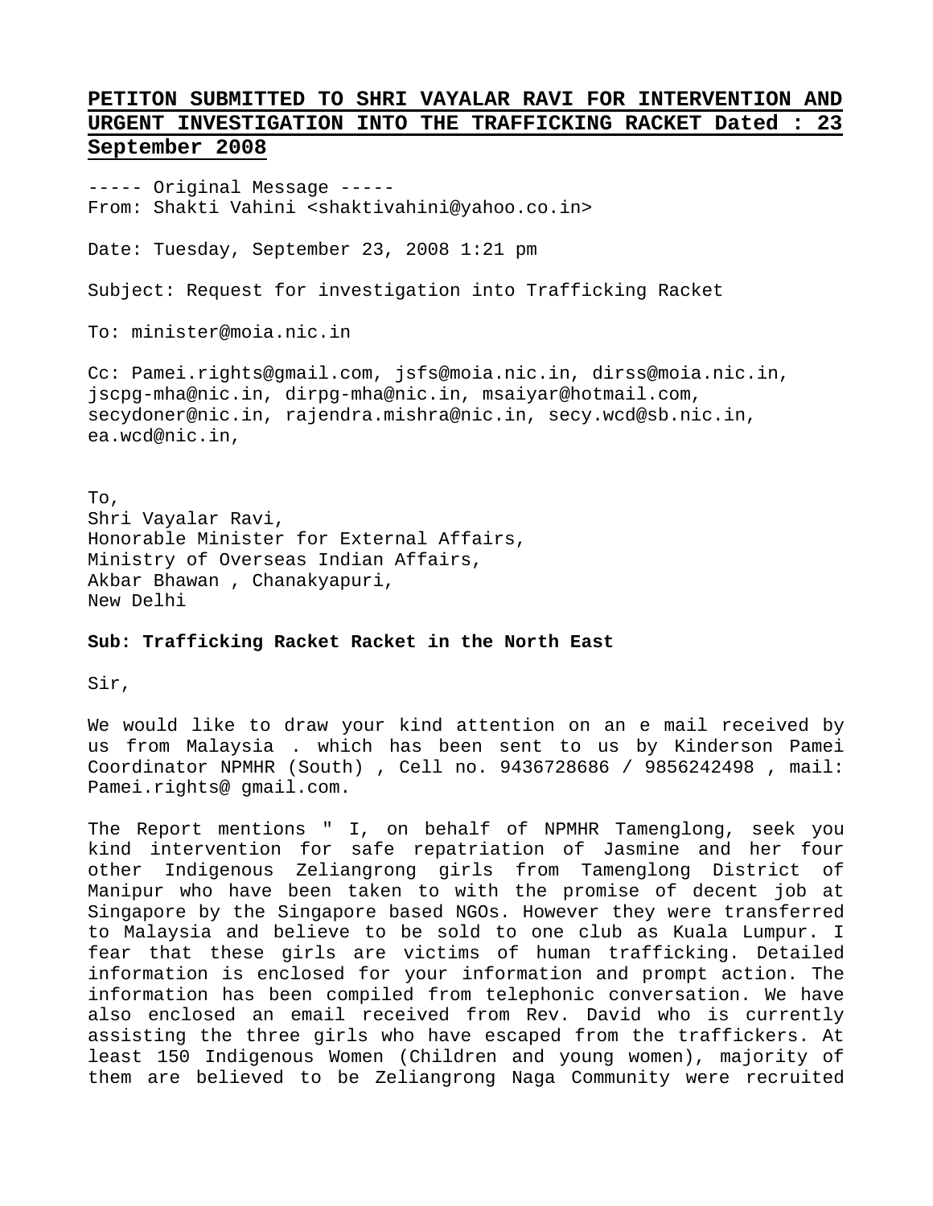## PETITON SUBMITTED TO SHRI VAYALAR RAVI FOR INTERVENTION AND URGENT INVESTIGATION INTO THE TRAFFICKING RACKET Dated : 23 September 2008

----- Original Message -----
From: Shakti Vahini <shaktivahini@yahoo.co.in>

Date: Tuesday, September 23, 2008 1:21 pm

Subject: Request for investigation into Trafficking Racket

To: minister@moia.nic.in

Cc: Pamei.rights@gmail.com, jsfs@moia.nic.in, dirss@moia.nic.in, jscpg-mha@nic.in, dirpg-mha@nic.in, msaiyar@hotmail.com, secydoner@nic.in, rajendra.mishra@nic.in, secy.wcd@sb.nic.in, ea.wcd@nic.in,

To,
Shri Vayalar Ravi,
Honorable Minister for External Affairs,
Ministry of Overseas Indian Affairs,
Akbar Bhawan , Chanakyapuri,
New Delhi

**Sub: Trafficking Racket Racket in the North East**

Sir,

We would like to draw your kind attention on an e mail received by us from Malaysia . which has been sent to us by Kinderson Pamei Coordinator NPMHR (South) , Cell no. 9436728686 / 9856242498 , mail: Pamei.rights@ gmail.com.

The Report mentions " I, on behalf of NPMHR Tamenglong, seek you kind intervention for safe repatriation of Jasmine and her four other Indigenous Zeliangrong girls from Tamenglong District of Manipur who have been taken to with the promise of decent job at Singapore by the Singapore based NGOs. However they were transferred to Malaysia and believe to be sold to one club as Kuala Lumpur. I fear that these girls are victims of human trafficking. Detailed information is enclosed for your information and prompt action. The information has been compiled from telephonic conversation. We have also enclosed an email received from Rev. David who is currently assisting the three girls who have escaped from the traffickers. At least 150 Indigenous Women (Children and young women), majority of them are believed to be Zeliangrong Naga Community were recruited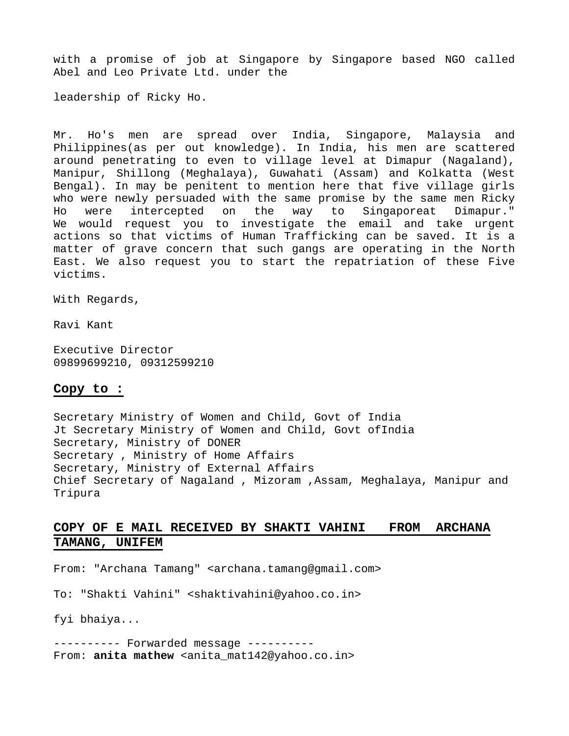with a promise of job at Singapore by Singapore based NGO called Abel and Leo Private Ltd. under the

leadership of Ricky Ho.

Mr. Ho's men are spread over India, Singapore, Malaysia and Philippines(as per out knowledge). In India, his men are scattered around penetrating to even to village level at Dimapur (Nagaland), Manipur, Shillong (Meghalaya), Guwahati (Assam) and Kolkatta (West Bengal). In may be penitent to mention here that five village girls who were newly persuaded with the same promise by the same men Ricky Ho were intercepted on the way to Singaporeat Dimapur." We would request you to investigate the email and take urgent actions so that victims of Human Trafficking can be saved. It is a matter of grave concern that such gangs are operating in the North East. We also request you to start the repatriation of these Five victims.

With Regards,

Ravi Kant

Executive Director
09899699210, 09312599210

**Copy to :**

Secretary Ministry of Women and Child, Govt of India
Jt Secretary Ministry of Women and Child, Govt ofIndia
Secretary, Ministry of DONER
Secretary , Ministry of Home Affairs
Secretary, Ministry of External Affairs
Chief Secretary of Nagaland , Mizoram ,Assam, Meghalaya, Manipur and Tripura

**COPY OF E MAIL RECEIVED BY SHAKTI VAHINI FROM ARCHANA TAMANG, UNIFEM**

From: "Archana Tamang" <archana.tamang@gmail.com>

To: "Shakti Vahini" <shaktivahini@yahoo.co.in>

fyi bhaiya...

---------- Forwarded message ----------
From: **anita mathew** <anita_mat142@yahoo.co.in>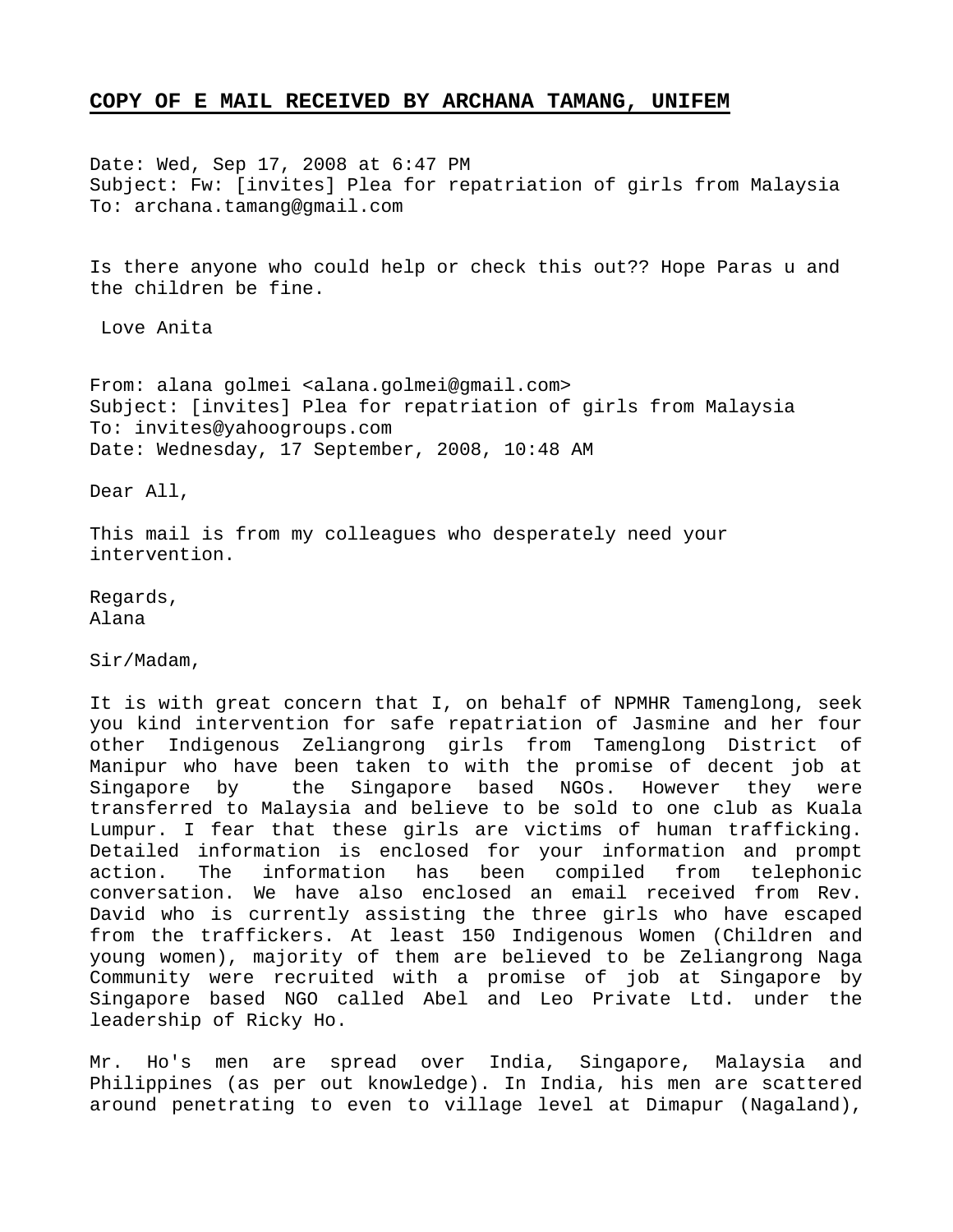## **COPY OF E MAIL RECEIVED BY ARCHANA TAMANG, UNIFEM**

Date: Wed, Sep 17, 2008 at 6:47 PM
Subject: Fw: [invites] Plea for repatriation of girls from Malaysia
To: archana.tamang@gmail.com

Is there anyone who could help or check this out?? Hope Paras u and the children be fine.

Love Anita

From: alana golmei <alana.golmei@gmail.com>
Subject: [invites] Plea for repatriation of girls from Malaysia
To: invites@yahoogroups.com
Date: Wednesday, 17 September, 2008, 10:48 AM

Dear All,

This mail is from my colleagues who desperately need your intervention.

Regards,
Alana

Sir/Madam,

It is with great concern that I, on behalf of NPMHR Tamenglong, seek you kind intervention for safe repatriation of Jasmine and her four other Indigenous Zeliangrong girls from Tamenglong District of Manipur who have been taken to with the promise of decent job at Singapore by the Singapore based NGOs. However they were transferred to Malaysia and believe to be sold to one club as Kuala Lumpur. I fear that these girls are victims of human trafficking. Detailed information is enclosed for your information and prompt action. The information has been compiled from telephonic conversation. We have also enclosed an email received from Rev. David who is currently assisting the three girls who have escaped from the traffickers. At least 150 Indigenous Women (Children and young women), majority of them are believed to be Zeliangrong Naga Community were recruited with a promise of job at Singapore by Singapore based NGO called Abel and Leo Private Ltd. under the leadership of Ricky Ho.

Mr. Ho's men are spread over India, Singapore, Malaysia and Philippines (as per out knowledge). In India, his men are scattered around penetrating to even to village level at Dimapur (Nagaland),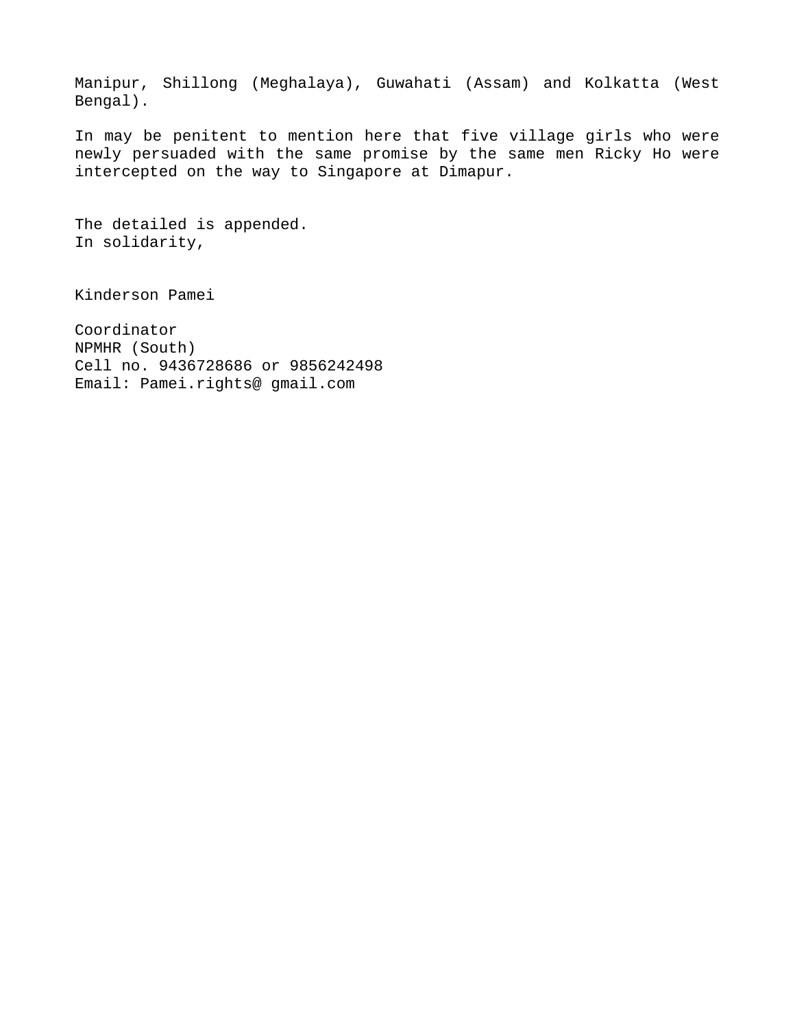Manipur, Shillong (Meghalaya), Guwahati (Assam) and Kolkatta (West Bengal).

In may be penitent to mention here that five village girls who were newly persuaded with the same promise by the same men Ricky Ho were intercepted on the way to Singapore at Dimapur.

The detailed is appended.
In solidarity,

Kinderson Pamei

Coordinator
NPMHR (South)
Cell no. 9436728686 or 9856242498
Email: Pamei.rights@ gmail.com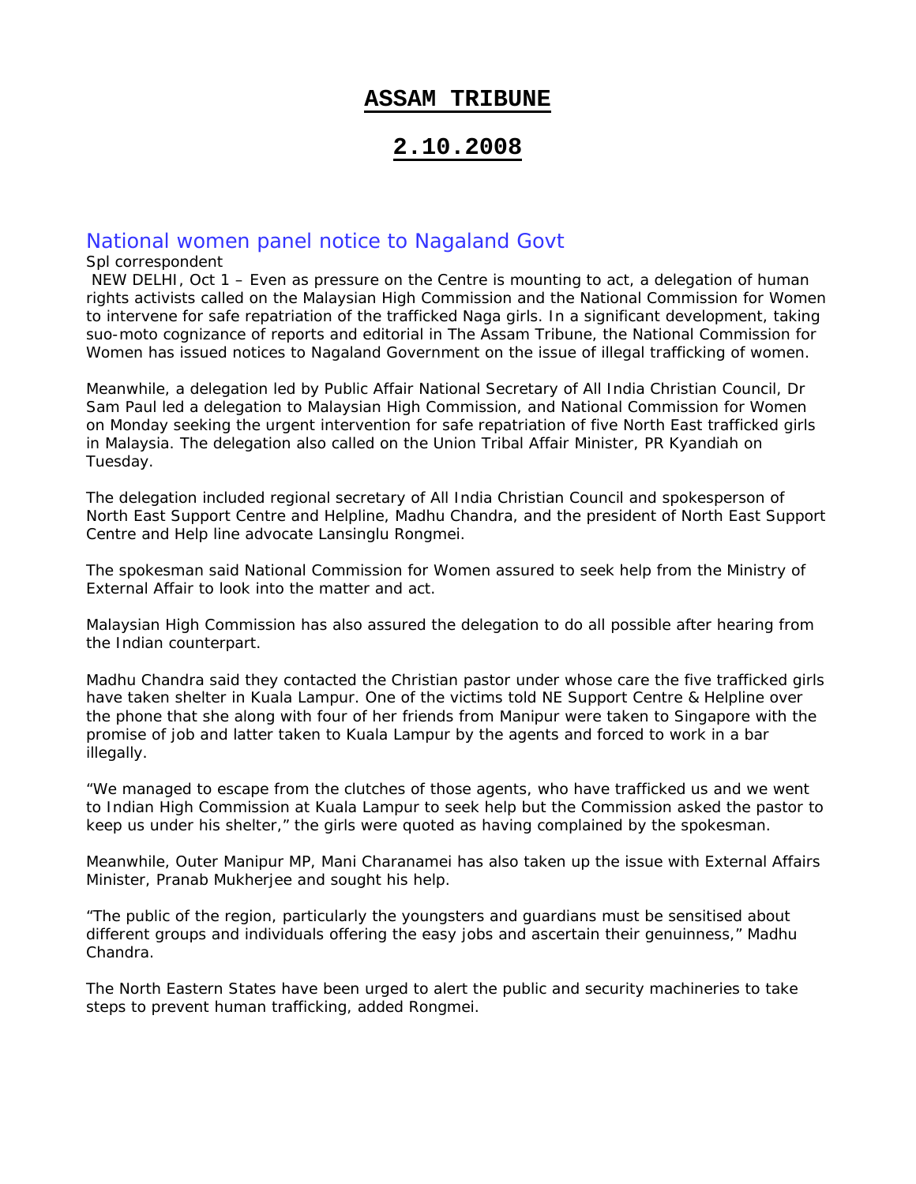# ASSAM TRIBUNE

# 2.10.2008

## National women panel notice to Nagaland Govt

Spl correspondent

NEW DELHI, Oct 1 – Even as pressure on the Centre is mounting to act, a delegation of human rights activists called on the Malaysian High Commission and the National Commission for Women to intervene for safe repatriation of the trafficked Naga girls. In a significant development, taking suo-moto cognizance of reports and editorial in The Assam Tribune, the National Commission for Women has issued notices to Nagaland Government on the issue of illegal trafficking of women.

Meanwhile, a delegation led by Public Affair National Secretary of All India Christian Council, Dr Sam Paul led a delegation to Malaysian High Commission, and National Commission for Women on Monday seeking the urgent intervention for safe repatriation of five North East trafficked girls in Malaysia. The delegation also called on the Union Tribal Affair Minister, PR Kyandiah on Tuesday.

The delegation included regional secretary of All India Christian Council and spokesperson of North East Support Centre and Helpline, Madhu Chandra, and the president of North East Support Centre and Help line advocate Lansinglu Rongmei.

The spokesman said National Commission for Women assured to seek help from the Ministry of External Affair to look into the matter and act.

Malaysian High Commission has also assured the delegation to do all possible after hearing from the Indian counterpart.

Madhu Chandra said they contacted the Christian pastor under whose care the five trafficked girls have taken shelter in Kuala Lampur. One of the victims told NE Support Centre & Helpline over the phone that she along with four of her friends from Manipur were taken to Singapore with the promise of job and latter taken to Kuala Lampur by the agents and forced to work in a bar illegally.

"We managed to escape from the clutches of those agents, who have trafficked us and we went to Indian High Commission at Kuala Lampur to seek help but the Commission asked the pastor to keep us under his shelter," the girls were quoted as having complained by the spokesman.

Meanwhile, Outer Manipur MP, Mani Charanamei has also taken up the issue with External Affairs Minister, Pranab Mukherjee and sought his help.

"The public of the region, particularly the youngsters and guardians must be sensitised about different groups and individuals offering the easy jobs and ascertain their genuinness," Madhu Chandra.

The North Eastern States have been urged to alert the public and security machineries to take steps to prevent human trafficking, added Rongmei.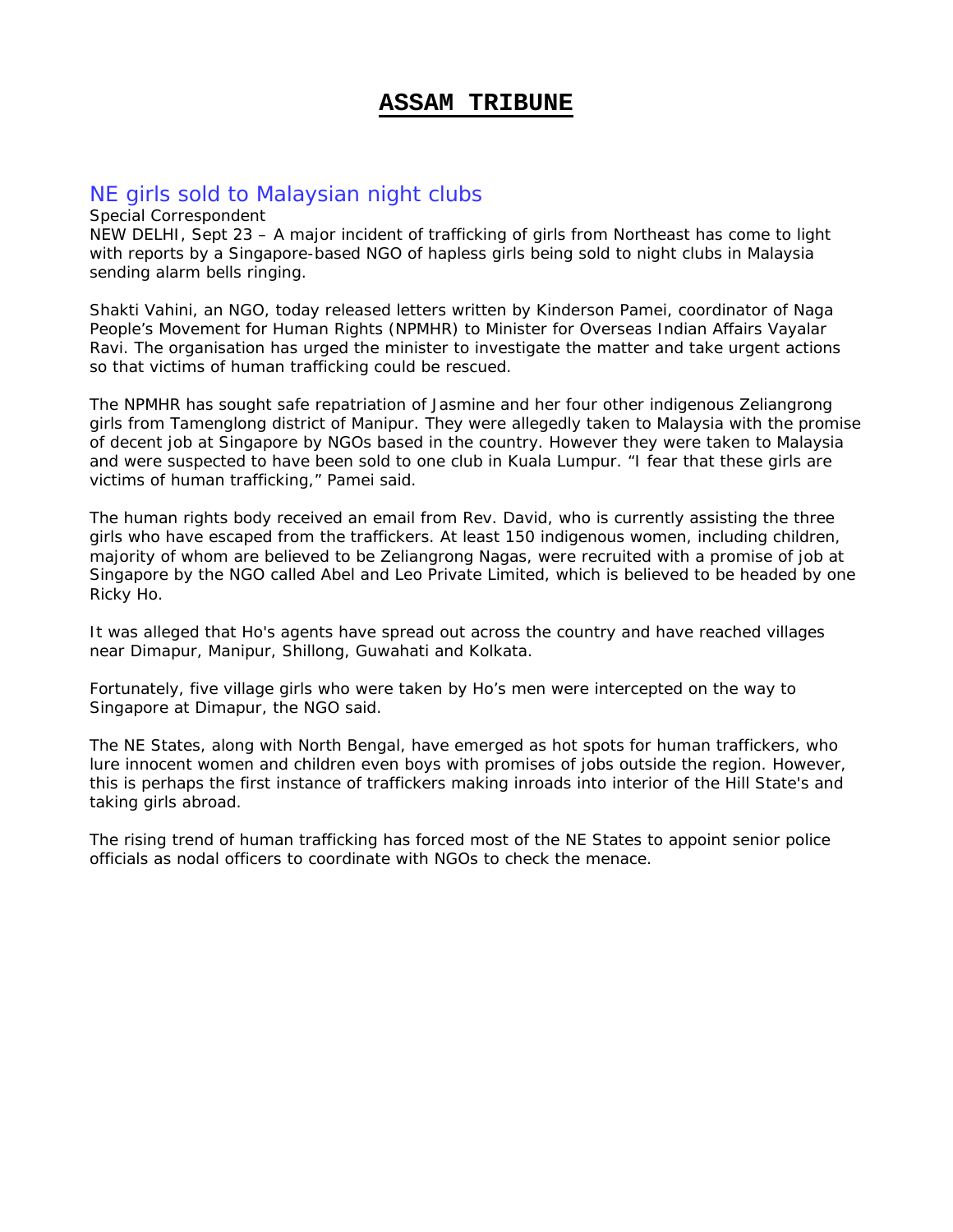# ASSAM TRIBUNE

## NE girls sold to Malaysian night clubs

Special Correspondent

NEW DELHI, Sept 23 – A major incident of trafficking of girls from Northeast has come to light with reports by a Singapore-based NGO of hapless girls being sold to night clubs in Malaysia sending alarm bells ringing.

Shakti Vahini, an NGO, today released letters written by Kinderson Pamei, coordinator of Naga People's Movement for Human Rights (NPMHR) to Minister for Overseas Indian Affairs Vayalar Ravi. The organisation has urged the minister to investigate the matter and take urgent actions so that victims of human trafficking could be rescued.

The NPMHR has sought safe repatriation of Jasmine and her four other indigenous Zeliangrong girls from Tamenglong district of Manipur. They were allegedly taken to Malaysia with the promise of decent job at Singapore by NGOs based in the country. However they were taken to Malaysia and were suspected to have been sold to one club in Kuala Lumpur. "I fear that these girls are victims of human trafficking," Pamei said.

The human rights body received an email from Rev. David, who is currently assisting the three girls who have escaped from the traffickers. At least 150 indigenous women, including children, majority of whom are believed to be Zeliangrong Nagas, were recruited with a promise of job at Singapore by the NGO called Abel and Leo Private Limited, which is believed to be headed by one Ricky Ho.

It was alleged that Ho's agents have spread out across the country and have reached villages near Dimapur, Manipur, Shillong, Guwahati and Kolkata.

Fortunately, five village girls who were taken by Ho's men were intercepted on the way to Singapore at Dimapur, the NGO said.

The NE States, along with North Bengal, have emerged as hot spots for human traffickers, who lure innocent women and children even boys with promises of jobs outside the region. However, this is perhaps the first instance of traffickers making inroads into interior of the Hill State's and taking girls abroad.

The rising trend of human trafficking has forced most of the NE States to appoint senior police officials as nodal officers to coordinate with NGOs to check the menace.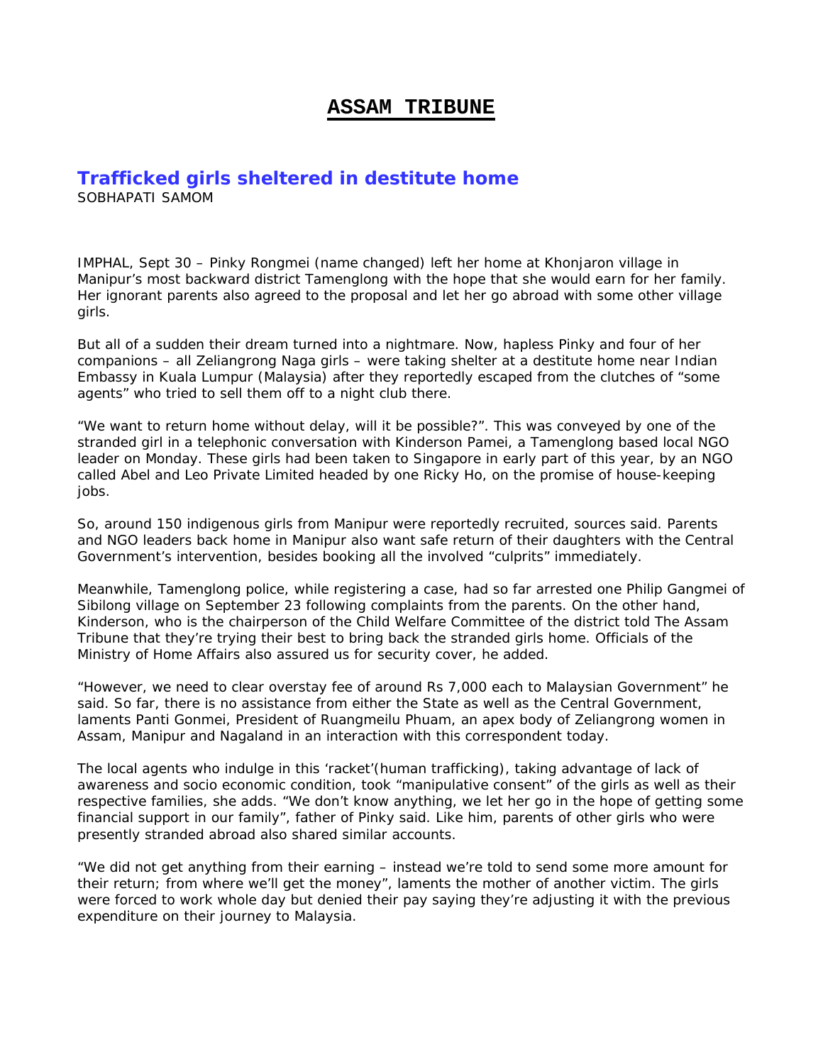# ASSAM TRIBUNE

## Trafficked girls sheltered in destitute home

SOBHAPATI SAMOM

IMPHAL, Sept 30 – Pinky Rongmei (name changed) left her home at Khonjaron village in Manipur's most backward district Tamenglong with the hope that she would earn for her family. Her ignorant parents also agreed to the proposal and let her go abroad with some other village girls.

But all of a sudden their dream turned into a nightmare. Now, hapless Pinky and four of her companions – all Zeliangrong Naga girls – were taking shelter at a destitute home near Indian Embassy in Kuala Lumpur (Malaysia) after they reportedly escaped from the clutches of "some agents" who tried to sell them off to a night club there.

"We want to return home without delay, will it be possible?". This was conveyed by one of the stranded girl in a telephonic conversation with Kinderson Pamei, a Tamenglong based local NGO leader on Monday. These girls had been taken to Singapore in early part of this year, by an NGO called Abel and Leo Private Limited headed by one Ricky Ho, on the promise of house-keeping jobs.

So, around 150 indigenous girls from Manipur were reportedly recruited, sources said. Parents and NGO leaders back home in Manipur also want safe return of their daughters with the Central Government's intervention, besides booking all the involved "culprits" immediately.

Meanwhile, Tamenglong police, while registering a case, had so far arrested one Philip Gangmei of Sibilong village on September 23 following complaints from the parents. On the other hand, Kinderson, who is the chairperson of the Child Welfare Committee of the district told The Assam Tribune that they're trying their best to bring back the stranded girls home. Officials of the Ministry of Home Affairs also assured us for security cover, he added.

"However, we need to clear overstay fee of around Rs 7,000 each to Malaysian Government" he said. So far, there is no assistance from either the State as well as the Central Government, laments Panti Gonmei, President of Ruangmeilu Phuam, an apex body of Zeliangrong women in Assam, Manipur and Nagaland in an interaction with this correspondent today.

The local agents who indulge in this 'racket'(human trafficking), taking advantage of lack of awareness and socio economic condition, took "manipulative consent" of the girls as well as their respective families, she adds. "We don't know anything, we let her go in the hope of getting some financial support in our family", father of Pinky said. Like him, parents of other girls who were presently stranded abroad also shared similar accounts.

"We did not get anything from their earning – instead we're told to send some more amount for their return; from where we'll get the money", laments the mother of another victim. The girls were forced to work whole day but denied their pay saying they're adjusting it with the previous expenditure on their journey to Malaysia.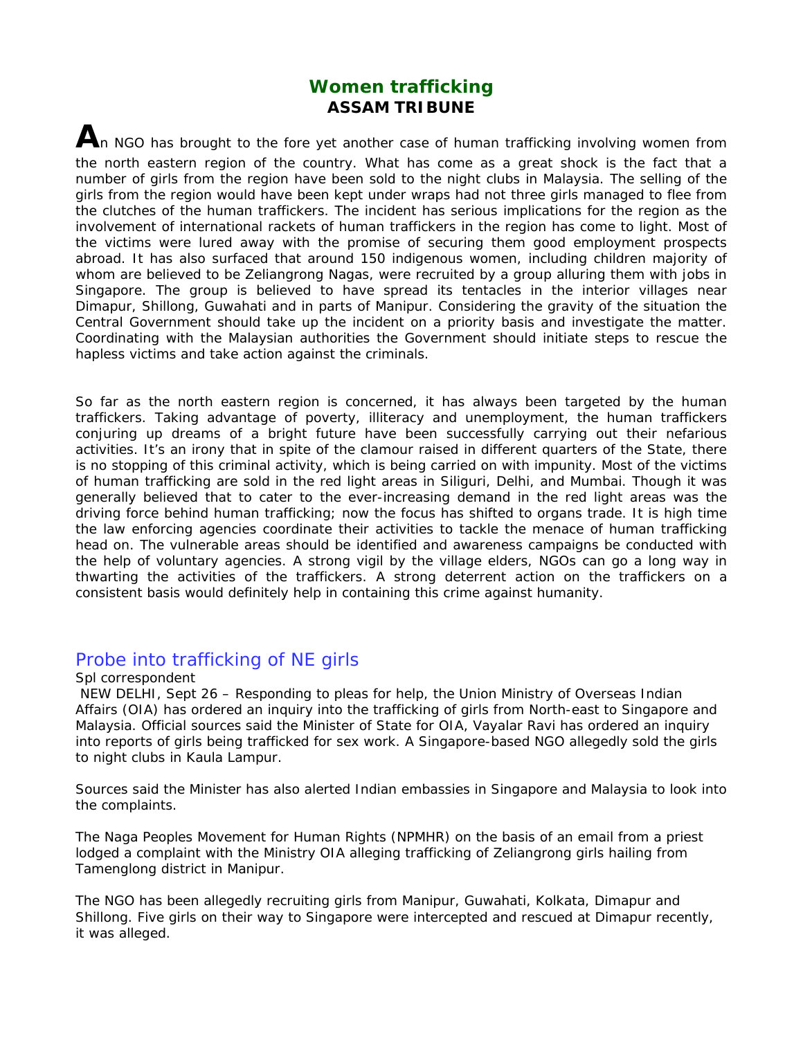## Women trafficking

**ASSAM TRIBUNE**

An NGO has brought to the fore yet another case of human trafficking involving women from the north eastern region of the country. What has come as a great shock is the fact that a number of girls from the region have been sold to the night clubs in Malaysia. The selling of the girls from the region would have been kept under wraps had not three girls managed to flee from the clutches of the human traffickers. The incident has serious implications for the region as the involvement of international rackets of human traffickers in the region has come to light. Most of the victims were lured away with the promise of securing them good employment prospects abroad. It has also surfaced that around 150 indigenous women, including children majority of whom are believed to be Zeliangrong Nagas, were recruited by a group alluring them with jobs in Singapore. The group is believed to have spread its tentacles in the interior villages near Dimapur, Shillong, Guwahati and in parts of Manipur. Considering the gravity of the situation the Central Government should take up the incident on a priority basis and investigate the matter. Coordinating with the Malaysian authorities the Government should initiate steps to rescue the hapless victims and take action against the criminals.

So far as the north eastern region is concerned, it has always been targeted by the human traffickers. Taking advantage of poverty, illiteracy and unemployment, the human traffickers conjuring up dreams of a bright future have been successfully carrying out their nefarious activities. It's an irony that in spite of the clamour raised in different quarters of the State, there is no stopping of this criminal activity, which is being carried on with impunity. Most of the victims of human trafficking are sold in the red light areas in Siliguri, Delhi, and Mumbai. Though it was generally believed that to cater to the ever-increasing demand in the red light areas was the driving force behind human trafficking; now the focus has shifted to organs trade. It is high time the law enforcing agencies coordinate their activities to tackle the menace of human trafficking head on. The vulnerable areas should be identified and awareness campaigns be conducted with the help of voluntary agencies. A strong vigil by the village elders, NGOs can go a long way in thwarting the activities of the traffickers. A strong deterrent action on the traffickers on a consistent basis would definitely help in containing this crime against humanity.

## Probe into trafficking of NE girls

Spl correspondent

NEW DELHI, Sept 26 – Responding to pleas for help, the Union Ministry of Overseas Indian Affairs (OIA) has ordered an inquiry into the trafficking of girls from North-east to Singapore and Malaysia. Official sources said the Minister of State for OIA, Vayalar Ravi has ordered an inquiry into reports of girls being trafficked for sex work. A Singapore-based NGO allegedly sold the girls to night clubs in Kaula Lampur.

Sources said the Minister has also alerted Indian embassies in Singapore and Malaysia to look into the complaints.

The Naga Peoples Movement for Human Rights (NPMHR) on the basis of an email from a priest lodged a complaint with the Ministry OIA alleging trafficking of Zeliangrong girls hailing from Tamenglong district in Manipur.

The NGO has been allegedly recruiting girls from Manipur, Guwahati, Kolkata, Dimapur and Shillong. Five girls on their way to Singapore were intercepted and rescued at Dimapur recently, it was alleged.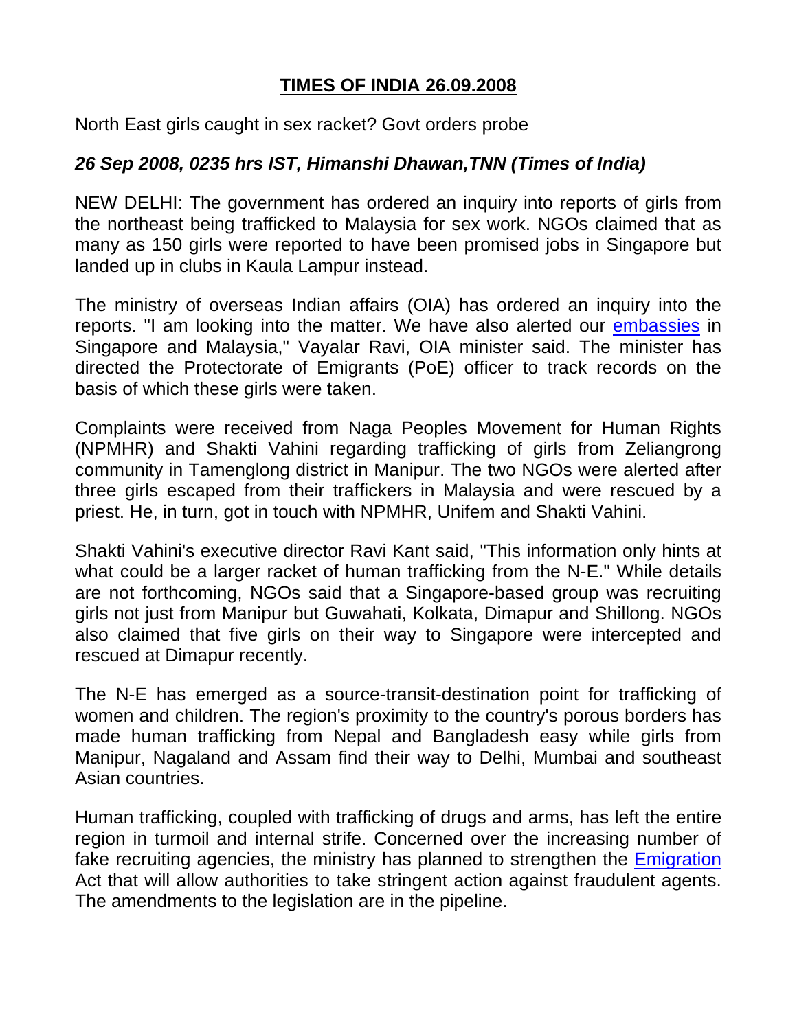# TIMES OF INDIA 26.09.2008

North East girls caught in sex racket? Govt orders probe

***26 Sep 2008, 0235 hrs IST, Himanshi Dhawan,TNN (Times of India)***

NEW DELHI: The government has ordered an inquiry into reports of girls from the northeast being trafficked to Malaysia for sex work. NGOs claimed that as many as 150 girls were reported to have been promised jobs in Singapore but landed up in clubs in Kaula Lampur instead.

The ministry of overseas Indian affairs (OIA) has ordered an inquiry into the reports. "I am looking into the matter. We have also alerted our embassies in Singapore and Malaysia," Vayalar Ravi, OIA minister said. The minister has directed the Protectorate of Emigrants (PoE) officer to track records on the basis of which these girls were taken.

Complaints were received from Naga Peoples Movement for Human Rights (NPMHR) and Shakti Vahini regarding trafficking of girls from Zeliangrong community in Tamenglong district in Manipur. The two NGOs were alerted after three girls escaped from their traffickers in Malaysia and were rescued by a priest. He, in turn, got in touch with NPMHR, Unifem and Shakti Vahini.

Shakti Vahini's executive director Ravi Kant said, "This information only hints at what could be a larger racket of human trafficking from the N-E." While details are not forthcoming, NGOs said that a Singapore-based group was recruiting girls not just from Manipur but Guwahati, Kolkata, Dimapur and Shillong. NGOs also claimed that five girls on their way to Singapore were intercepted and rescued at Dimapur recently.

The N-E has emerged as a source-transit-destination point for trafficking of women and children. The region's proximity to the country's porous borders has made human trafficking from Nepal and Bangladesh easy while girls from Manipur, Nagaland and Assam find their way to Delhi, Mumbai and southeast Asian countries.

Human trafficking, coupled with trafficking of drugs and arms, has left the entire region in turmoil and internal strife. Concerned over the increasing number of fake recruiting agencies, the ministry has planned to strengthen the Emigration Act that will allow authorities to take stringent action against fraudulent agents. The amendments to the legislation are in the pipeline.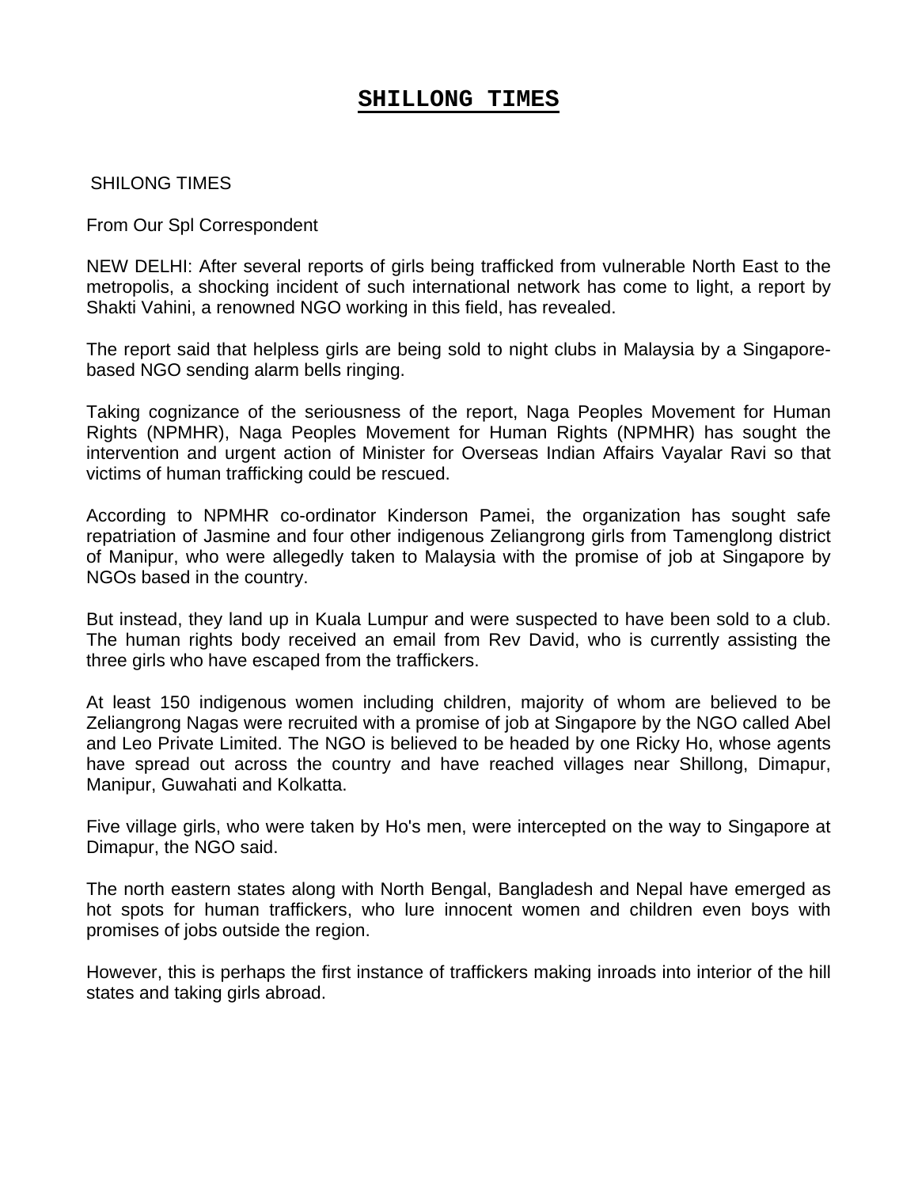# SHILLONG TIMES

SHILONG TIMES

From Our Spl Correspondent

NEW DELHI: After several reports of girls being trafficked from vulnerable North East to the metropolis, a shocking incident of such international network has come to light, a report by Shakti Vahini, a renowned NGO working in this field, has revealed.

The report said that helpless girls are being sold to night clubs in Malaysia by a Singapore-based NGO sending alarm bells ringing.

Taking cognizance of the seriousness of the report, Naga Peoples Movement for Human Rights (NPMHR), Naga Peoples Movement for Human Rights (NPMHR) has sought the intervention and urgent action of Minister for Overseas Indian Affairs Vayalar Ravi so that victims of human trafficking could be rescued.

According to NPMHR co-ordinator Kinderson Pamei, the organization has sought safe repatriation of Jasmine and four other indigenous Zeliangrong girls from Tamenglong district of Manipur, who were allegedly taken to Malaysia with the promise of job at Singapore by NGOs based in the country.

But instead, they land up in Kuala Lumpur and were suspected to have been sold to a club. The human rights body received an email from Rev David, who is currently assisting the three girls who have escaped from the traffickers.

At least 150 indigenous women including children, majority of whom are believed to be Zeliangrong Nagas were recruited with a promise of job at Singapore by the NGO called Abel and Leo Private Limited. The NGO is believed to be headed by one Ricky Ho, whose agents have spread out across the country and have reached villages near Shillong, Dimapur, Manipur, Guwahati and Kolkatta.

Five village girls, who were taken by Ho's men, were intercepted on the way to Singapore at Dimapur, the NGO said.

The north eastern states along with North Bengal, Bangladesh and Nepal have emerged as hot spots for human traffickers, who lure innocent women and children even boys with promises of jobs outside the region.

However, this is perhaps the first instance of traffickers making inroads into interior of the hill states and taking girls abroad.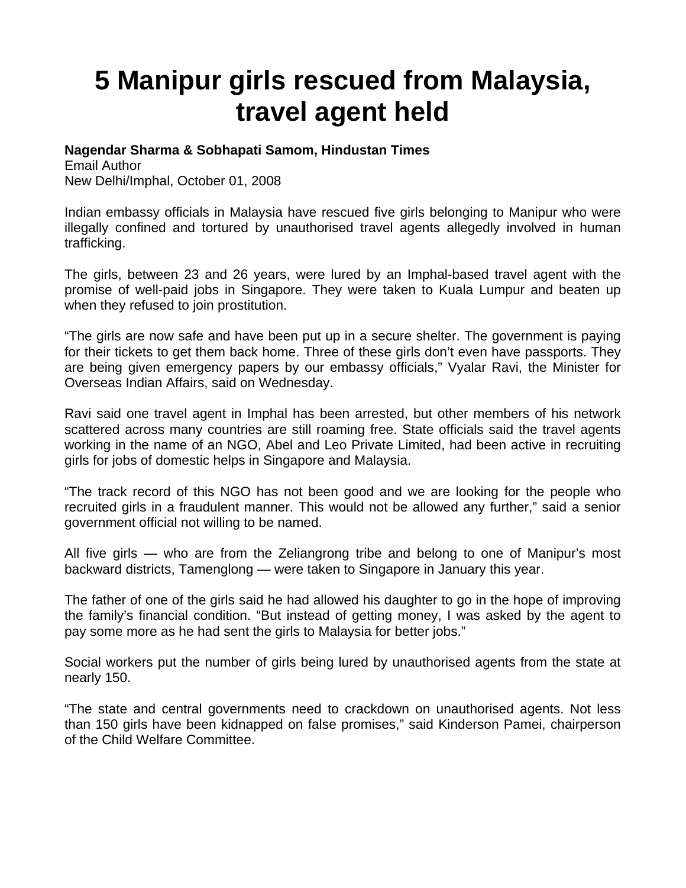# 5 Manipur girls rescued from Malaysia, travel agent held

**Nagendar Sharma & Sobhapati Samom, Hindustan Times**
Email Author
New Delhi/Imphal, October 01, 2008

Indian embassy officials in Malaysia have rescued five girls belonging to Manipur who were illegally confined and tortured by unauthorised travel agents allegedly involved in human trafficking.

The girls, between 23 and 26 years, were lured by an Imphal-based travel agent with the promise of well-paid jobs in Singapore. They were taken to Kuala Lumpur and beaten up when they refused to join prostitution.

"The girls are now safe and have been put up in a secure shelter. The government is paying for their tickets to get them back home. Three of these girls don't even have passports. They are being given emergency papers by our embassy officials," Vyalar Ravi, the Minister for Overseas Indian Affairs, said on Wednesday.

Ravi said one travel agent in Imphal has been arrested, but other members of his network scattered across many countries are still roaming free. State officials said the travel agents working in the name of an NGO, Abel and Leo Private Limited, had been active in recruiting girls for jobs of domestic helps in Singapore and Malaysia.

"The track record of this NGO has not been good and we are looking for the people who recruited girls in a fraudulent manner. This would not be allowed any further," said a senior government official not willing to be named.

All five girls — who are from the Zeliangrong tribe and belong to one of Manipur's most backward districts, Tamenglong — were taken to Singapore in January this year.

The father of one of the girls said he had allowed his daughter to go in the hope of improving the family's financial condition. "But instead of getting money, I was asked by the agent to pay some more as he had sent the girls to Malaysia for better jobs."

Social workers put the number of girls being lured by unauthorised agents from the state at nearly 150.

"The state and central governments need to crackdown on unauthorised agents. Not less than 150 girls have been kidnapped on false promises," said Kinderson Pamei, chairperson of the Child Welfare Committee.